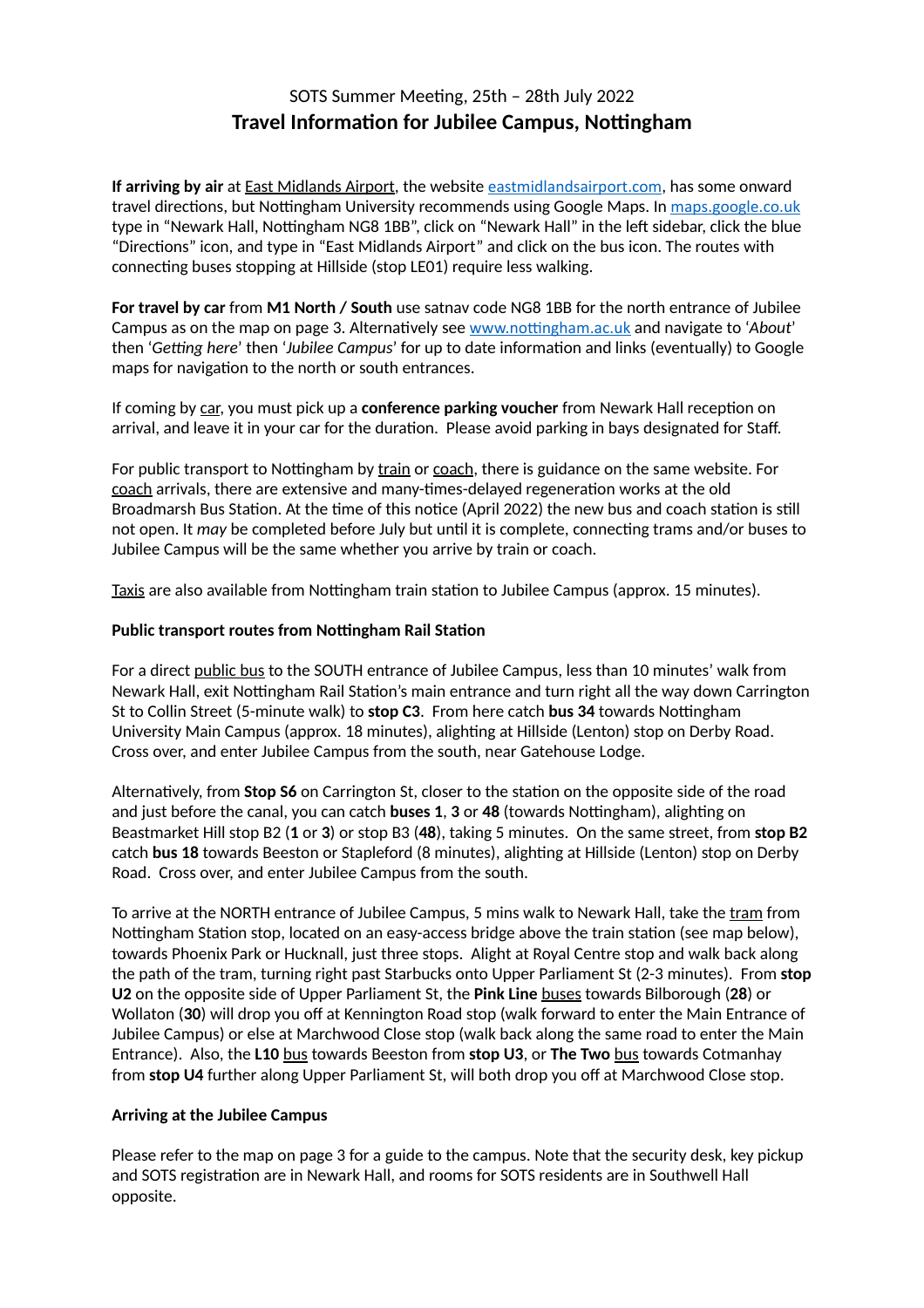SOTS Summer Meeting, 25th – 28th July 2022

# Travel Information for Jubilee Campus, Nottingham

**If arriving by air** at East Midlands Airport, the website eastmidlandsairport.com, has some onward travel directions, but Nottingham University recommends using Google Maps. In maps.google.co.uk type in "Newark Hall, Nottingham NG8 1BB", click on "Newark Hall" in the left sidebar, click the blue "Directions" icon, and type in "East Midlands Airport" and click on the bus icon. The routes with connecting buses stopping at Hillside (stop LE01) require less walking.

**For travel by car** from **M1 North / South** use satnav code NG8 1BB for the north entrance of Jubilee Campus as on the map on page 3. Alternatively see www.nottingham.ac.uk and navigate to '*About*' then '*Getting here*' then '*Jubilee Campus*' for up to date information and links (eventually) to Google maps for navigation to the north or south entrances.

If coming by car, you must pick up a **conference parking voucher** from Newark Hall reception on arrival, and leave it in your car for the duration. Please avoid parking in bays designated for Staff.

For public transport to Nottingham by train or coach, there is guidance on the same website. For coach arrivals, there are extensive and many-times-delayed regeneration works at the old Broadmarsh Bus Station. At the time of this notice (April 2022) the new bus and coach station is still not open. It *may* be completed before July but until it is complete, connecting trams and/or buses to Jubilee Campus will be the same whether you arrive by train or coach.

Taxis are also available from Nottingham train station to Jubilee Campus (approx. 15 minutes).

**Public transport routes from Nottingham Rail Station**

For a direct public bus to the SOUTH entrance of Jubilee Campus, less than 10 minutes' walk from Newark Hall, exit Nottingham Rail Station's main entrance and turn right all the way down Carrington St to Collin Street (5-minute walk) to **stop C3**. From here catch **bus 34** towards Nottingham University Main Campus (approx. 18 minutes), alighting at Hillside (Lenton) stop on Derby Road. Cross over, and enter Jubilee Campus from the south, near Gatehouse Lodge.

Alternatively, from **Stop S6** on Carrington St, closer to the station on the opposite side of the road and just before the canal, you can catch **buses 1**, **3** or **48** (towards Nottingham), alighting on Beastmarket Hill stop B2 (**1** or **3**) or stop B3 (**48**), taking 5 minutes. On the same street, from **stop B2** catch **bus 18** towards Beeston or Stapleford (8 minutes), alighting at Hillside (Lenton) stop on Derby Road. Cross over, and enter Jubilee Campus from the south.

To arrive at the NORTH entrance of Jubilee Campus, 5 mins walk to Newark Hall, take the tram from Nottingham Station stop, located on an easy-access bridge above the train station (see map below), towards Phoenix Park or Hucknall, just three stops. Alight at Royal Centre stop and walk back along the path of the tram, turning right past Starbucks onto Upper Parliament St (2-3 minutes). From **stop U2** on the opposite side of Upper Parliament St, the **Pink Line** buses towards Bilborough (**28**) or Wollaton (**30**) will drop you off at Kennington Road stop (walk forward to enter the Main Entrance of Jubilee Campus) or else at Marchwood Close stop (walk back along the same road to enter the Main Entrance). Also, the **L10** bus towards Beeston from **stop U3**, or **The Two** bus towards Cotmanhay from **stop U4** further along Upper Parliament St, will both drop you off at Marchwood Close stop.

**Arriving at the Jubilee Campus**

Please refer to the map on page 3 for a guide to the campus. Note that the security desk, key pickup and SOTS registration are in Newark Hall, and rooms for SOTS residents are in Southwell Hall opposite.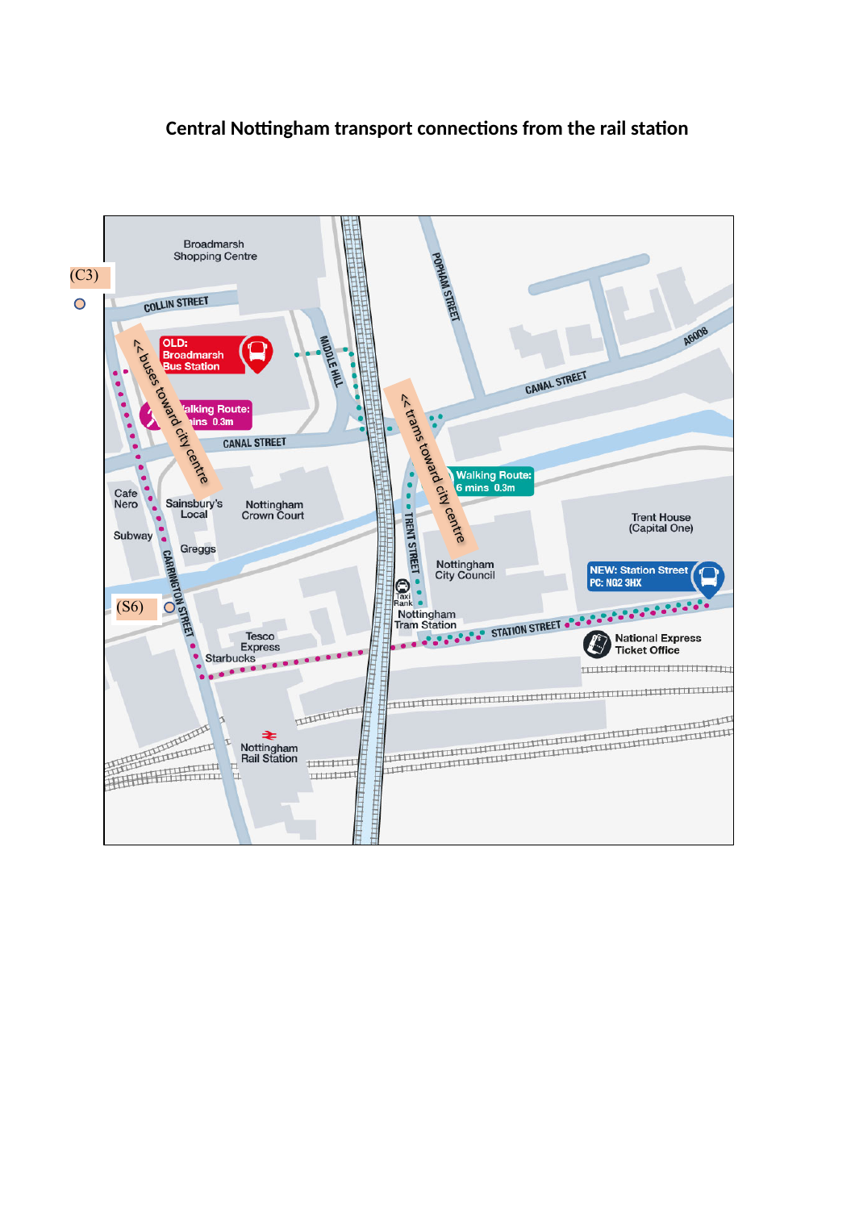## Central Nottingham transport connections from the rail station

(C3)

Broadmarsh Shopping Centre

COLLIN STREET

OLD: Broadmarsh Bus Station

Walking Route: mins 0.3m

<< buses toward city centre

MIDDLE HILL

POPHAM STREET

CANAL STREET

A6008

<< trams toward city centre

Walking Route: 6 mins 0.3m

Cafe Nero

Sainsbury's Local

Nottingham Crown Court

Subway

Greggs

CARRINGTON STREET

TRENT STREET

Trent House (Capital One)

Nottingham City Council

NEW: Station Street PC: NG2 3HX

Taxi Rank

Nottingham Tram Station

STATION STREET

(S6)

Tesco Express

Starbucks

National Express Ticket Office

Nottingham Rail Station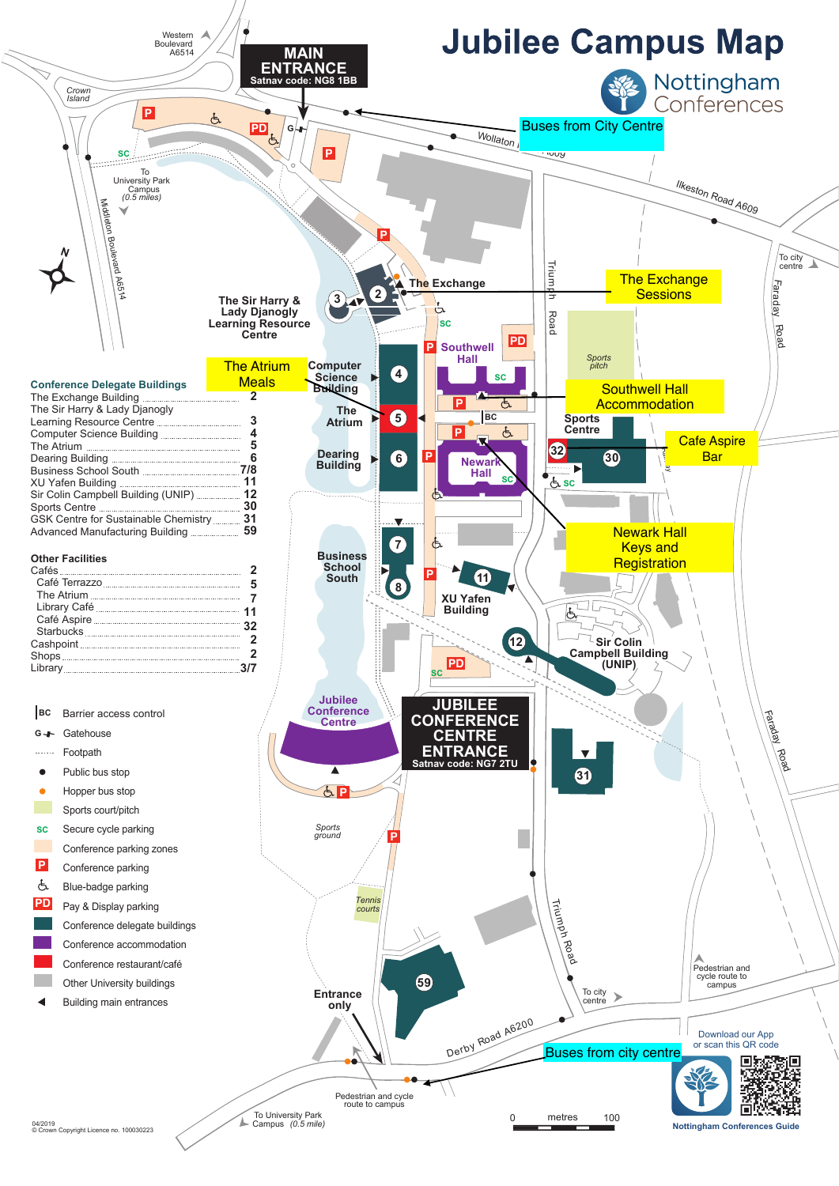# Jubilee Campus Map

Nottingham Conferences

MAIN ENTRANCE
Satnav code: NG8 1BB

Buses from City Centre

The Exchange Sessions

The Atrium Meals

Southwell Hall Accommodation

Cafe Aspire Bar

Newark Hall Keys and Registration

Buses from city centre

JUBILEE CONFERENCE CENTRE ENTRANCE
Satnav code: NG7 2TU

Entrance only

## Conference Delegate Buildings

| Building | No. |
|---|---|
| The Exchange Building | 2 |
| The Sir Harry & Lady Djanogly Learning Resource Centre | 3 |
| Computer Science Building | 4 |
| The Atrium | 5 |
| Dearing Building | 6 |
| Business School South | 7/8 |
| XU Yafen Building | 11 |
| Sir Colin Campbell Building (UNIP) | 12 |
| Sports Centre | 30 |
| GSK Centre for Sustainable Chemistry | 31 |
| Advanced Manufacturing Building | 59 |

## Other Facilities

| Facility | No. |
|---|---|
| Cafés | 2 |
| Café Terrazzo | 5 |
| The Atrium | 7 |
| Library Café | 11 |
| Café Aspire | 32 |
| Starbucks | 2 |
| Cashpoint | 2 |
| Shops | 2 |
| Library | 3/7 |

## Key

- BC Barrier access control
- G Gatehouse
- Footpath
- Public bus stop
- Hopper bus stop
- Sports court/pitch
- SC Secure cycle parking
- Conference parking zones
- P Conference parking
- Blue-badge parking
- PD Pay & Display parking
- Conference delegate buildings
- Conference accommodation
- Conference restaurant/café
- Other University buildings
- Building main entrances

Western Boulevard A6514 · Crown Island · To University Park Campus (0.5 miles) · Middleton Boulevard A6514 · Wollaton Road · Ilkeston Road A609 · To city centre · Faraday Road · Triumph Road · Sports pitch · Sports ground · Tennis courts · Jubilee Conference Centre · Derby Road A6200 · Pedestrian and cycle route to campus · To University Park Campus (0.5 mile)

Download our App or scan this QR code

Nottingham Conferences Guide

0 metres 100

04/2019
© Crown Copyright Licence no. 100030223